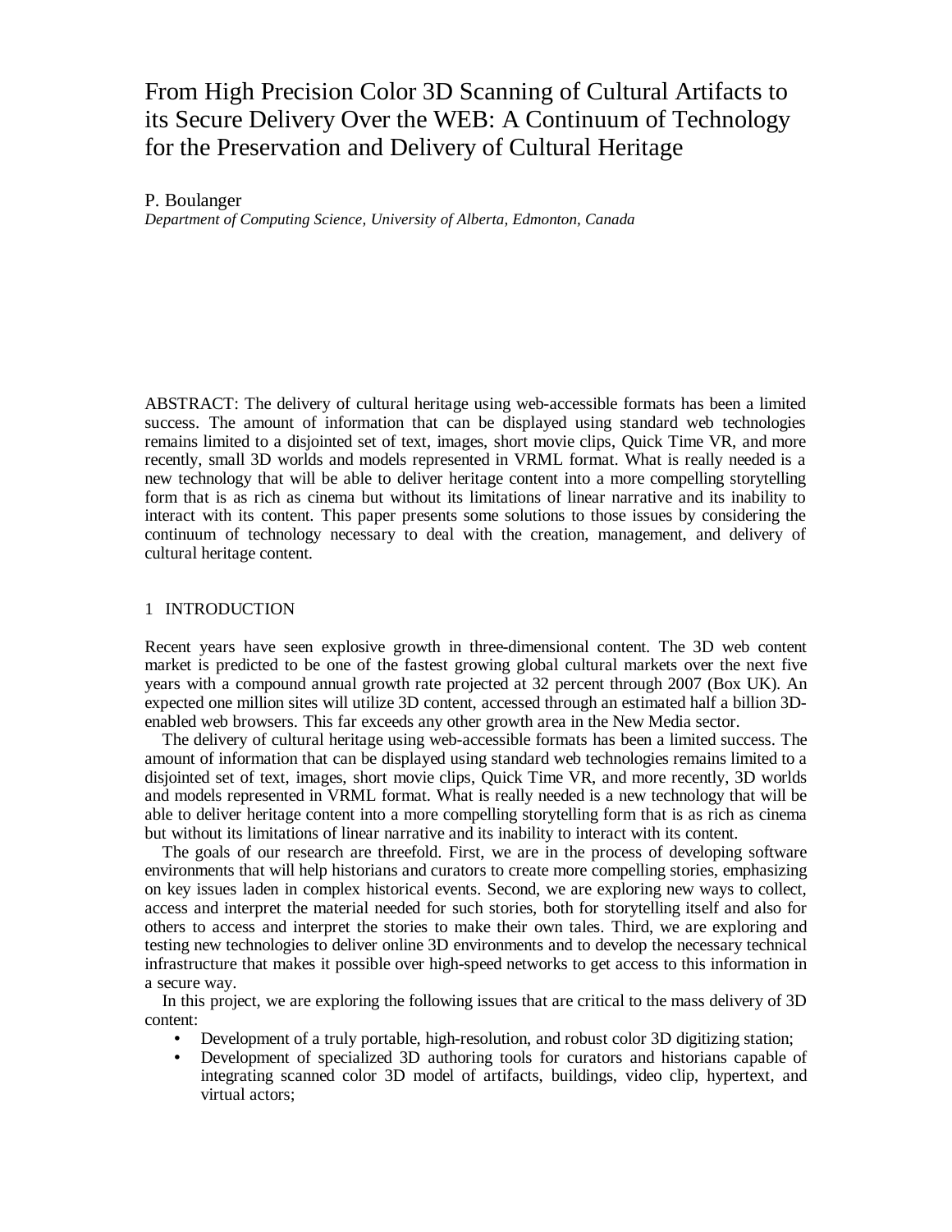# From High Precision Color 3D Scanning of Cultural Artifacts to its Secure Delivery Over the WEB: A Continuum of Technology for the Preservation and Delivery of Cultural Heritage

P. Boulanger

*Department of Computing Science, University of Alberta, Edmonton, Canada*

ABSTRACT: The delivery of cultural heritage using web-accessible formats has been a limited success. The amount of information that can be displayed using standard web technologies remains limited to a disjointed set of text, images, short movie clips, Quick Time VR, and more recently, small 3D worlds and models represented in VRML format. What is really needed is a new technology that will be able to deliver heritage content into a more compelling storytelling form that is as rich as cinema but without its limitations of linear narrative and its inability to interact with its content. This paper presents some solutions to those issues by considering the continuum of technology necessary to deal with the creation, management, and delivery of cultural heritage content.

## 1 INTRODUCTION

Recent years have seen explosive growth in three-dimensional content. The 3D web content market is predicted to be one of the fastest growing global cultural markets over the next five years with a compound annual growth rate projected at 32 percent through 2007 (Box UK). An expected one million sites will utilize 3D content, accessed through an estimated half a billion 3D-enabled web browsers. This far exceeds any other growth area in the New Media sector.

The delivery of cultural heritage using web-accessible formats has been a limited success. The amount of information that can be displayed using standard web technologies remains limited to a disjointed set of text, images, short movie clips, Quick Time VR, and more recently, 3D worlds and models represented in VRML format. What is really needed is a new technology that will be able to deliver heritage content into a more compelling storytelling form that is as rich as cinema but without its limitations of linear narrative and its inability to interact with its content.

The goals of our research are threefold. First, we are in the process of developing software environments that will help historians and curators to create more compelling stories, emphasizing on key issues laden in complex historical events. Second, we are exploring new ways to collect, access and interpret the material needed for such stories, both for storytelling itself and also for others to access and interpret the stories to make their own tales. Third, we are exploring and testing new technologies to deliver online 3D environments and to develop the necessary technical infrastructure that makes it possible over high-speed networks to get access to this information in a secure way.

In this project, we are exploring the following issues that are critical to the mass delivery of 3D content:

- Development of a truly portable, high-resolution, and robust color 3D digitizing station;
- Development of specialized 3D authoring tools for curators and historians capable of integrating scanned color 3D model of artifacts, buildings, video clip, hypertext, and virtual actors;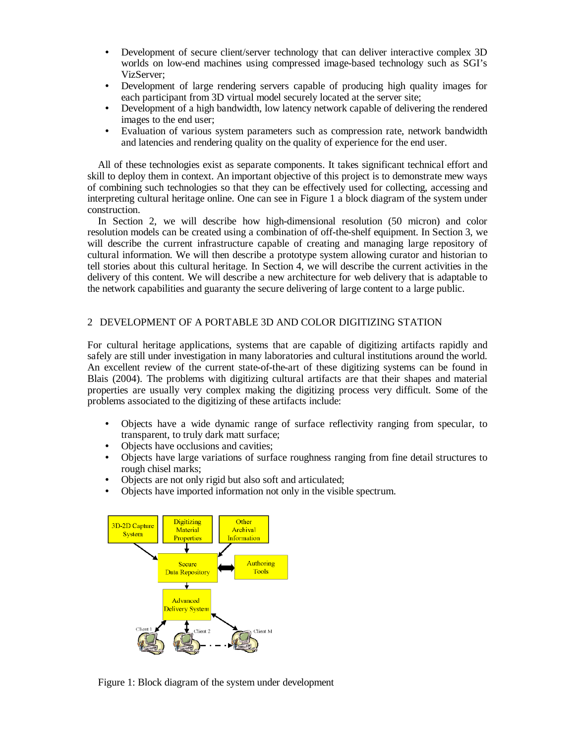- Development of secure client/server technology that can deliver interactive complex 3D worlds on low-end machines using compressed image-based technology such as SGI's VizServer;
- Development of large rendering servers capable of producing high quality images for each participant from 3D virtual model securely located at the server site;
- Development of a high bandwidth, low latency network capable of delivering the rendered images to the end user;
- Evaluation of various system parameters such as compression rate, network bandwidth and latencies and rendering quality on the quality of experience for the end user.

All of these technologies exist as separate components. It takes significant technical effort and skill to deploy them in context. An important objective of this project is to demonstrate mew ways of combining such technologies so that they can be effectively used for collecting, accessing and interpreting cultural heritage online. One can see in Figure 1 a block diagram of the system under construction.

In Section 2, we will describe how high-dimensional resolution (50 micron) and color resolution models can be created using a combination of off-the-shelf equipment. In Section 3, we will describe the current infrastructure capable of creating and managing large repository of cultural information. We will then describe a prototype system allowing curator and historian to tell stories about this cultural heritage. In Section 4, we will describe the current activities in the delivery of this content. We will describe a new architecture for web delivery that is adaptable to the network capabilities and guaranty the secure delivering of large content to a large public.

## 2 DEVELOPMENT OF A PORTABLE 3D AND COLOR DIGITIZING STATION

For cultural heritage applications, systems that are capable of digitizing artifacts rapidly and safely are still under investigation in many laboratories and cultural institutions around the world. An excellent review of the current state-of-the-art of these digitizing systems can be found in Blais (2004). The problems with digitizing cultural artifacts are that their shapes and material properties are usually very complex making the digitizing process very difficult. Some of the problems associated to the digitizing of these artifacts include:

- Objects have a wide dynamic range of surface reflectivity ranging from specular, to transparent, to truly dark matt surface;
- Objects have occlusions and cavities;
- Objects have large variations of surface roughness ranging from fine detail structures to rough chisel marks;
- Objects are not only rigid but also soft and articulated;
- Objects have imported information not only in the visible spectrum.

Figure 1: Block diagram of the system under development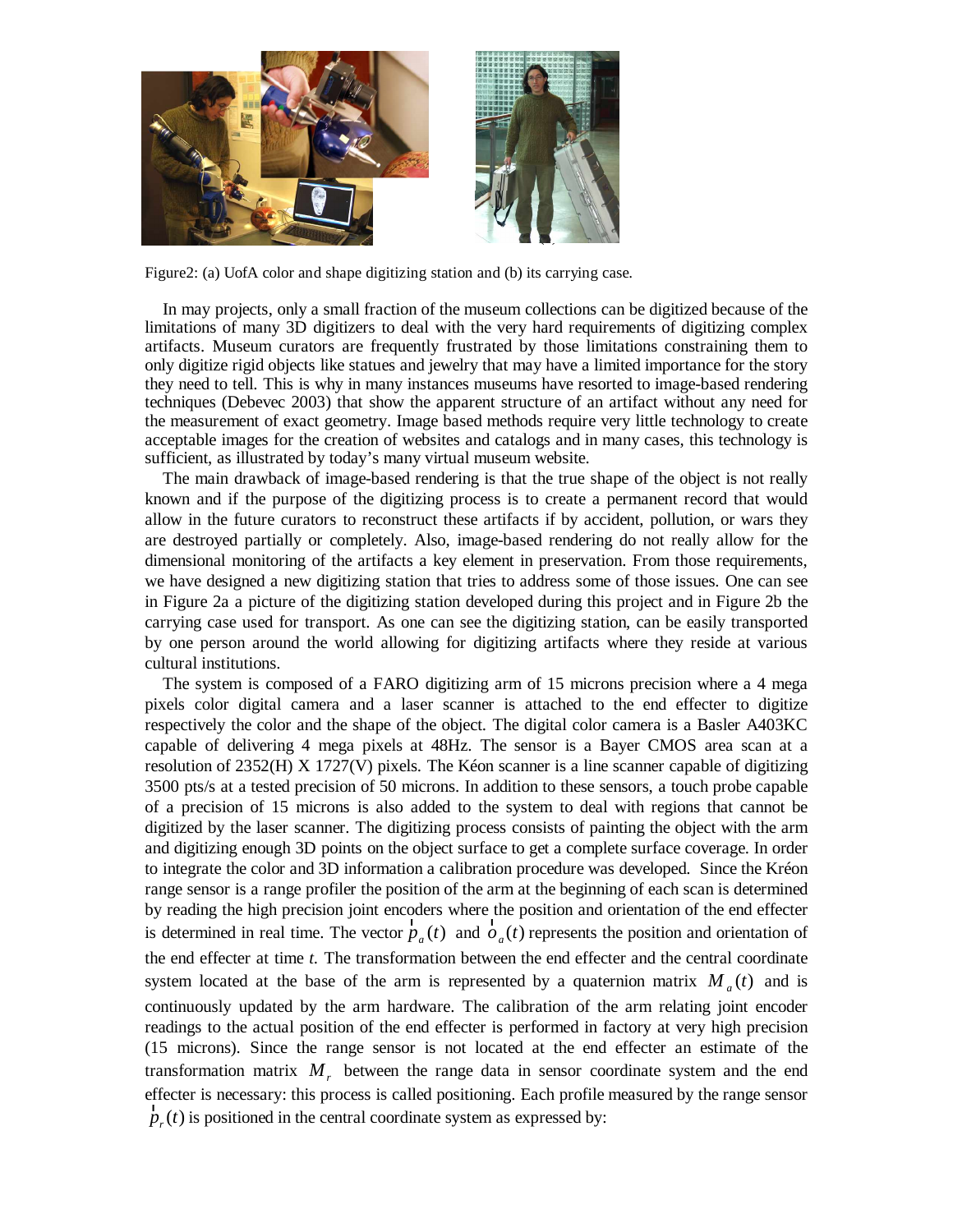Figure2: (a) UofA color and shape digitizing station and (b) its carrying case.

In may projects, only a small fraction of the museum collections can be digitized because of the limitations of many 3D digitizers to deal with the very hard requirements of digitizing complex artifacts. Museum curators are frequently frustrated by those limitations constraining them to only digitize rigid objects like statues and jewelry that may have a limited importance for the story they need to tell. This is why in many instances museums have resorted to image-based rendering techniques (Debevec 2003) that show the apparent structure of an artifact without any need for the measurement of exact geometry. Image based methods require very little technology to create acceptable images for the creation of websites and catalogs and in many cases, this technology is sufficient, as illustrated by today's many virtual museum website.

The main drawback of image-based rendering is that the true shape of the object is not really known and if the purpose of the digitizing process is to create a permanent record that would allow in the future curators to reconstruct these artifacts if by accident, pollution, or wars they are destroyed partially or completely. Also, image-based rendering do not really allow for the dimensional monitoring of the artifacts a key element in preservation. From those requirements, we have designed a new digitizing station that tries to address some of those issues. One can see in Figure 2a a picture of the digitizing station developed during this project and in Figure 2b the carrying case used for transport. As one can see the digitizing station, can be easily transported by one person around the world allowing for digitizing artifacts where they reside at various cultural institutions.

The system is composed of a FARO digitizing arm of 15 microns precision where a 4 mega pixels color digital camera and a laser scanner is attached to the end effecter to digitize respectively the color and the shape of the object. The digital color camera is a Basler A403KC capable of delivering 4 mega pixels at 48Hz. The sensor is a Bayer CMOS area scan at a resolution of 2352(H) X 1727(V) pixels. The Kéon scanner is a line scanner capable of digitizing 3500 pts/s at a tested precision of 50 microns. In addition to these sensors, a touch probe capable of a precision of 15 microns is also added to the system to deal with regions that cannot be digitized by the laser scanner. The digitizing process consists of painting the object with the arm and digitizing enough 3D points on the object surface to get a complete surface coverage. In order to integrate the color and 3D information a calibration procedure was developed. Since the Kréon range sensor is a range profiler the position of the arm at the beginning of each scan is determined by reading the high precision joint encoders where the position and orientation of the end effecter is determined in real time. The vector $\vec{p}_a(t)$ and $\vec{o}_a(t)$ represents the position and orientation of the end effecter at time $t$. The transformation between the end effecter and the central coordinate system located at the base of the arm is represented by a quaternion matrix $M_a(t)$ and is continuously updated by the arm hardware. The calibration of the arm relating joint encoder readings to the actual position of the end effecter is performed in factory at very high precision (15 microns). Since the range sensor is not located at the end effecter an estimate of the transformation matrix $M_r$ between the range data in sensor coordinate system and the end effecter is necessary: this process is called positioning. Each profile measured by the range sensor $\vec{p}_r(t)$ is positioned in the central coordinate system as expressed by: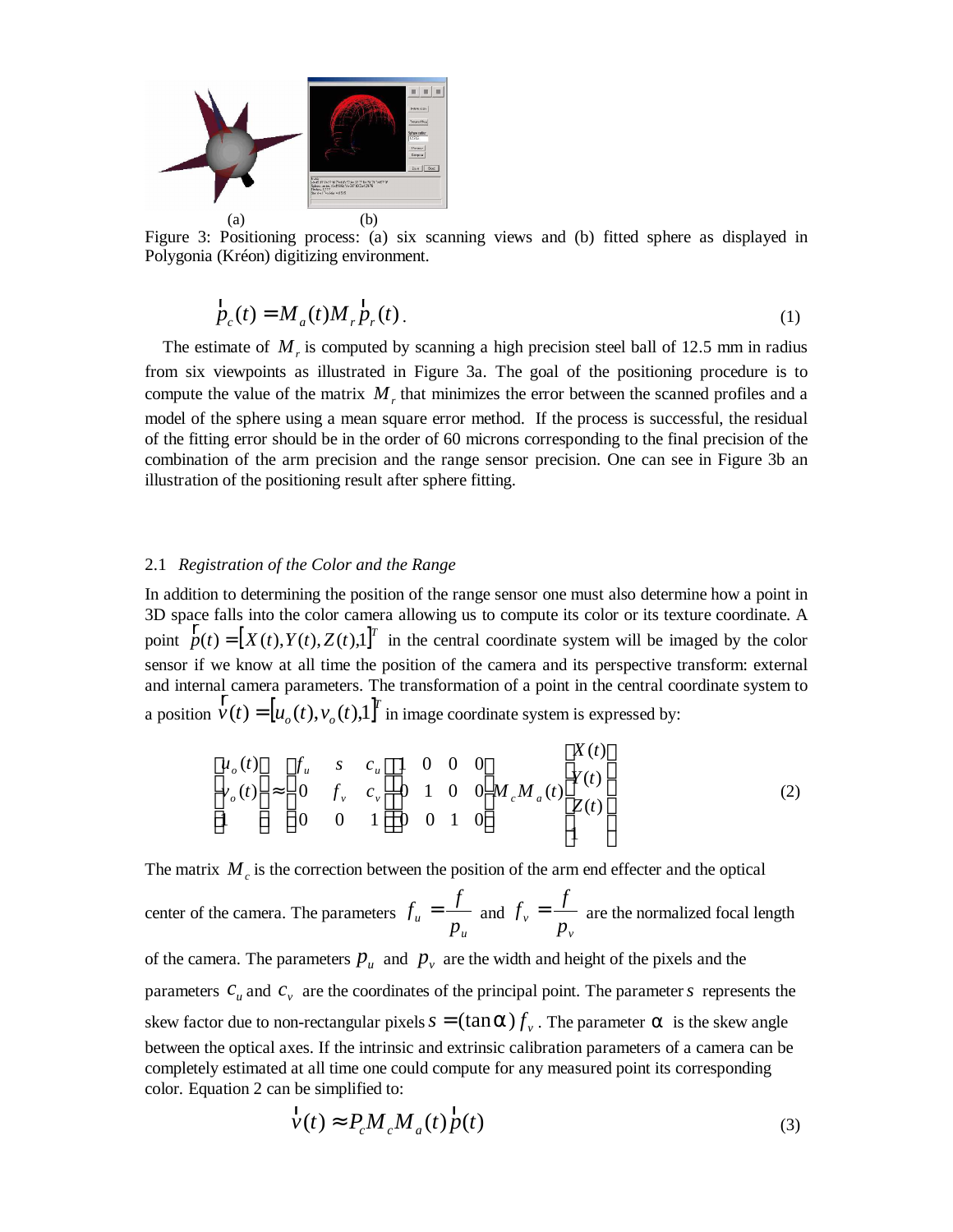(a) (b)

Figure 3: Positioning process: (a) six scanning views and (b) fitted sphere as displayed in Polygonia (Kréon) digitizing environment.

$$\vec{p}_c(t) = M_a(t) M_r \vec{p}_r(t). \tag{1}$$

The estimate of $M_r$ is computed by scanning a high precision steel ball of 12.5 mm in radius from six viewpoints as illustrated in Figure 3a. The goal of the positioning procedure is to compute the value of the matrix $M_r$ that minimizes the error between the scanned profiles and a model of the sphere using a mean square error method. If the process is successful, the residual of the fitting error should be in the order of 60 microns corresponding to the final precision of the combination of the arm precision and the range sensor precision. One can see in Figure 3b an illustration of the positioning result after sphere fitting.

### 2.1 *Registration of the Color and the Range*

In addition to determining the position of the range sensor one must also determine how a point in 3D space falls into the color camera allowing us to compute its color or its texture coordinate. A point $\vec{p}(t) = [X(t), Y(t), Z(t), 1]^T$ in the central coordinate system will be imaged by the color sensor if we know at all time the position of the camera and its perspective transform: external and internal camera parameters. The transformation of a point in the central coordinate system to a position $\vec{v}(t) = [u_o(t), v_o(t), 1]^T$ in image coordinate system is expressed by:

$$\begin{bmatrix} u_o(t) \\ v_o(t) \\ 1 \end{bmatrix} \approx \begin{bmatrix} f_u & s & c_u \\ 0 & f_v & c_v \\ 0 & 0 & 1 \end{bmatrix} \begin{bmatrix} 1 & 0 & 0 & 0 \\ 0 & 1 & 0 & 0 \\ 0 & 0 & 1 & 0 \end{bmatrix} M_c M_a(t) \begin{bmatrix} X(t) \\ Y(t) \\ Z(t) \\ 1 \end{bmatrix} \tag{2}$$

The matrix $M_c$ is the correction between the position of the arm end effecter and the optical center of the camera. The parameters $f_u = \dfrac{f}{p_u}$ and $f_v = \dfrac{f}{p_v}$ are the normalized focal length of the camera. The parameters $p_u$ and $p_v$ are the width and height of the pixels and the parameters $c_u$ and $c_v$ are the coordinates of the principal point. The parameter $s$ represents the skew factor due to non-rectangular pixels $s = (\tan\alpha) f_v$. The parameter $\alpha$ is the skew angle between the optical axes. If the intrinsic and extrinsic calibration parameters of a camera can be completely estimated at all time one could compute for any measured point its corresponding color. Equation 2 can be simplified to:

$$\vec{v}(t) \approx P_c M_c M_a(t) \vec{p}(t) \tag{3}$$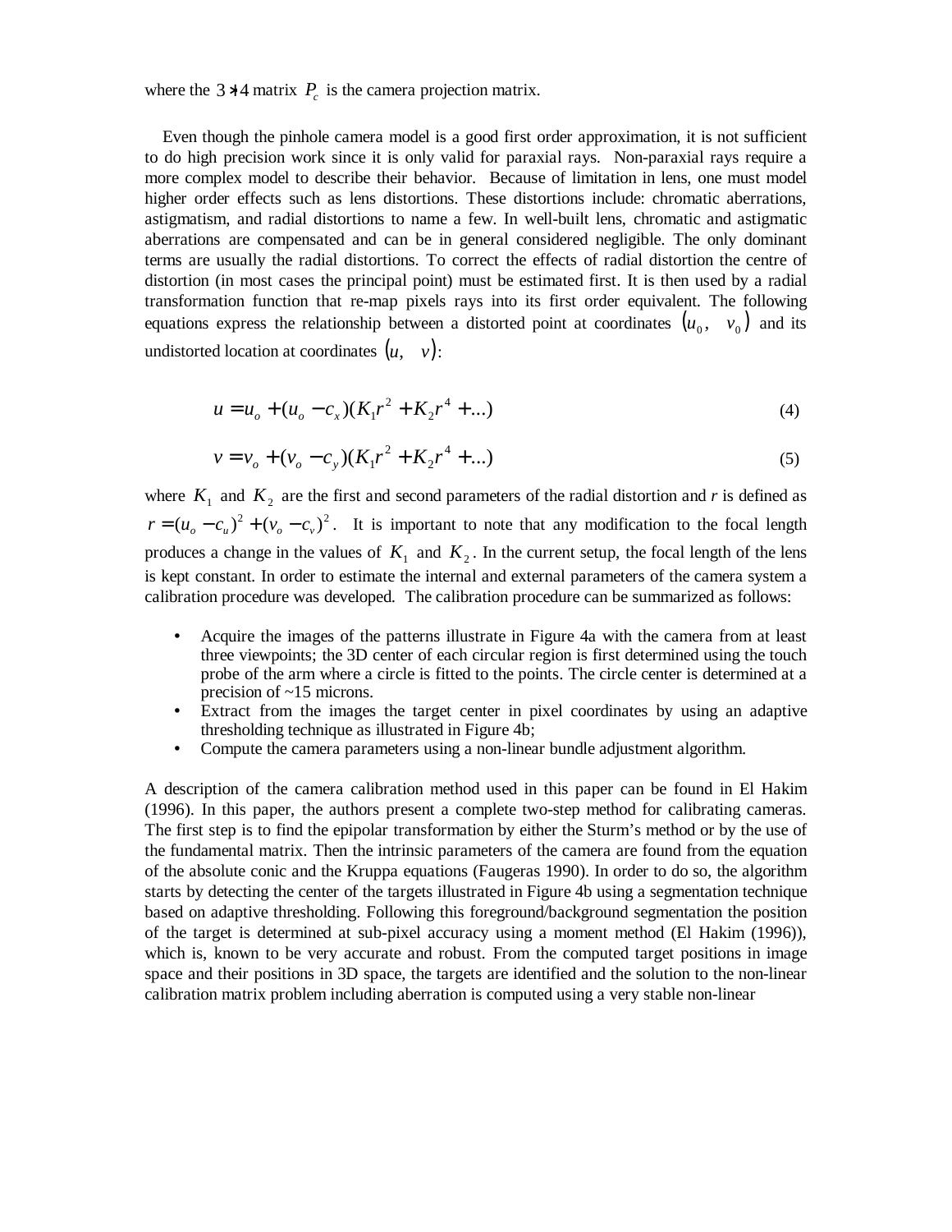where the $3 \times 4$ matrix $P_c$ is the camera projection matrix.

Even though the pinhole camera model is a good first order approximation, it is not sufficient to do high precision work since it is only valid for paraxial rays. Non-paraxial rays require a more complex model to describe their behavior. Because of limitation in lens, one must model higher order effects such as lens distortions. These distortions include: chromatic aberrations, astigmatism, and radial distortions to name a few. In well-built lens, chromatic and astigmatic aberrations are compensated and can be in general considered negligible. The only dominant terms are usually the radial distortions. To correct the effects of radial distortion the centre of distortion (in most cases the principal point) must be estimated first. It is then used by a radial transformation function that re-map pixels rays into its first order equivalent. The following equations express the relationship between a distorted point at coordinates $(u_0, \quad v_0)$ and its undistorted location at coordinates $(u, \quad v)$:

$$u = u_o + (u_o - c_x)(K_1 r^2 + K_2 r^4 + ...) \tag{4}$$

$$v = v_o + (v_o - c_y)(K_1 r^2 + K_2 r^4 + ...) \tag{5}$$

where $K_1$ and $K_2$ are the first and second parameters of the radial distortion and *r* is defined as $r = (u_o - c_u)^2 + (v_o - c_v)^2$. It is important to note that any modification to the focal length produces a change in the values of $K_1$ and $K_2$. In the current setup, the focal length of the lens is kept constant. In order to estimate the internal and external parameters of the camera system a calibration procedure was developed. The calibration procedure can be summarized as follows:

- Acquire the images of the patterns illustrate in Figure 4a with the camera from at least three viewpoints; the 3D center of each circular region is first determined using the touch probe of the arm where a circle is fitted to the points. The circle center is determined at a precision of ~15 microns.
- Extract from the images the target center in pixel coordinates by using an adaptive thresholding technique as illustrated in Figure 4b;
- Compute the camera parameters using a non-linear bundle adjustment algorithm.

A description of the camera calibration method used in this paper can be found in El Hakim (1996). In this paper, the authors present a complete two-step method for calibrating cameras. The first step is to find the epipolar transformation by either the Sturm's method or by the use of the fundamental matrix. Then the intrinsic parameters of the camera are found from the equation of the absolute conic and the Kruppa equations (Faugeras 1990). In order to do so, the algorithm starts by detecting the center of the targets illustrated in Figure 4b using a segmentation technique based on adaptive thresholding. Following this foreground/background segmentation the position of the target is determined at sub-pixel accuracy using a moment method (El Hakim (1996)), which is, known to be very accurate and robust. From the computed target positions in image space and their positions in 3D space, the targets are identified and the solution to the non-linear calibration matrix problem including aberration is computed using a very stable non-linear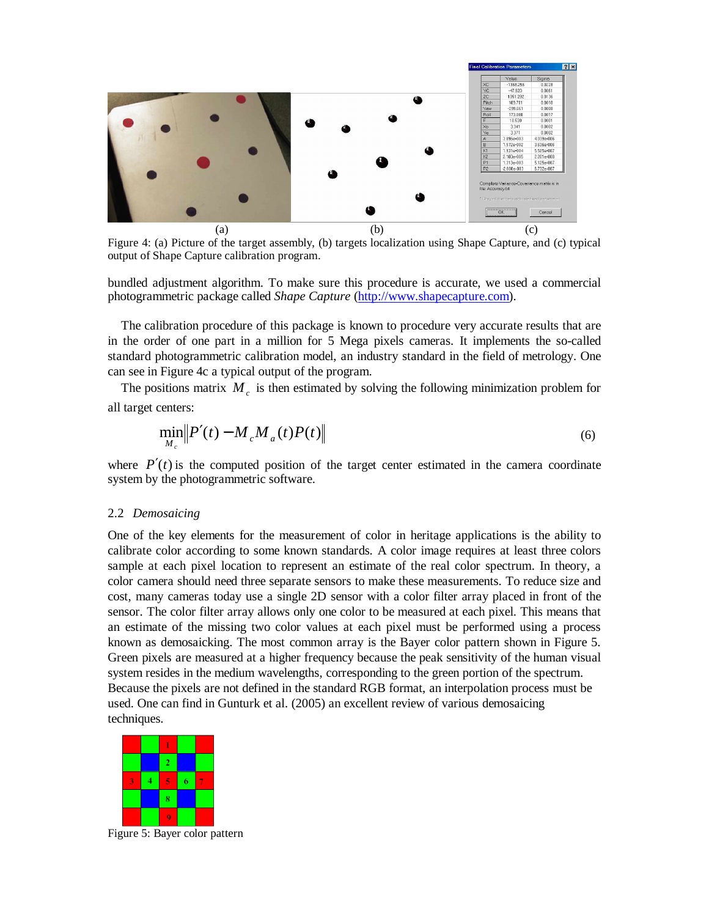(a) (b) (c)

Figure 4: (a) Picture of the target assembly, (b) targets localization using Shape Capture, and (c) typical output of Shape Capture calibration program.

bundled adjustment algorithm. To make sure this procedure is accurate, we used a commercial photogrammetric package called *Shape Capture* (http://www.shapecapture.com).

The calibration procedure of this package is known to procedure very accurate results that are in the order of one part in a million for 5 Mega pixels cameras. It implements the so-called standard photogrammetric calibration model, an industry standard in the field of metrology. One can see in Figure 4c a typical output of the program.

The positions matrix $M_c$ is then estimated by solving the following minimization problem for all target centers:

$$\min_{M_c} \left\| P'(t) - M_c M_a(t) P(t) \right\| \tag{6}$$

where $P'(t)$ is the computed position of the target center estimated in the camera coordinate system by the photogrammetric software.

## 2.2 *Demosaicing*

One of the key elements for the measurement of color in heritage applications is the ability to calibrate color according to some known standards. A color image requires at least three colors sample at each pixel location to represent an estimate of the real color spectrum. In theory, a color camera should need three separate sensors to make these measurements. To reduce size and cost, many cameras today use a single 2D sensor with a color filter array placed in front of the sensor. The color filter array allows only one color to be measured at each pixel. This means that an estimate of the missing two color values at each pixel must be performed using a process known as demosaicking. The most common array is the Bayer color pattern shown in Figure 5. Green pixels are measured at a higher frequency because the peak sensitivity of the human visual system resides in the medium wavelengths, corresponding to the green portion of the spectrum. Because the pixels are not defined in the standard RGB format, an interpolation process must be used. One can find in Gunturk et al. (2005) an excellent review of various demosaicing techniques.

Figure 5: Bayer color pattern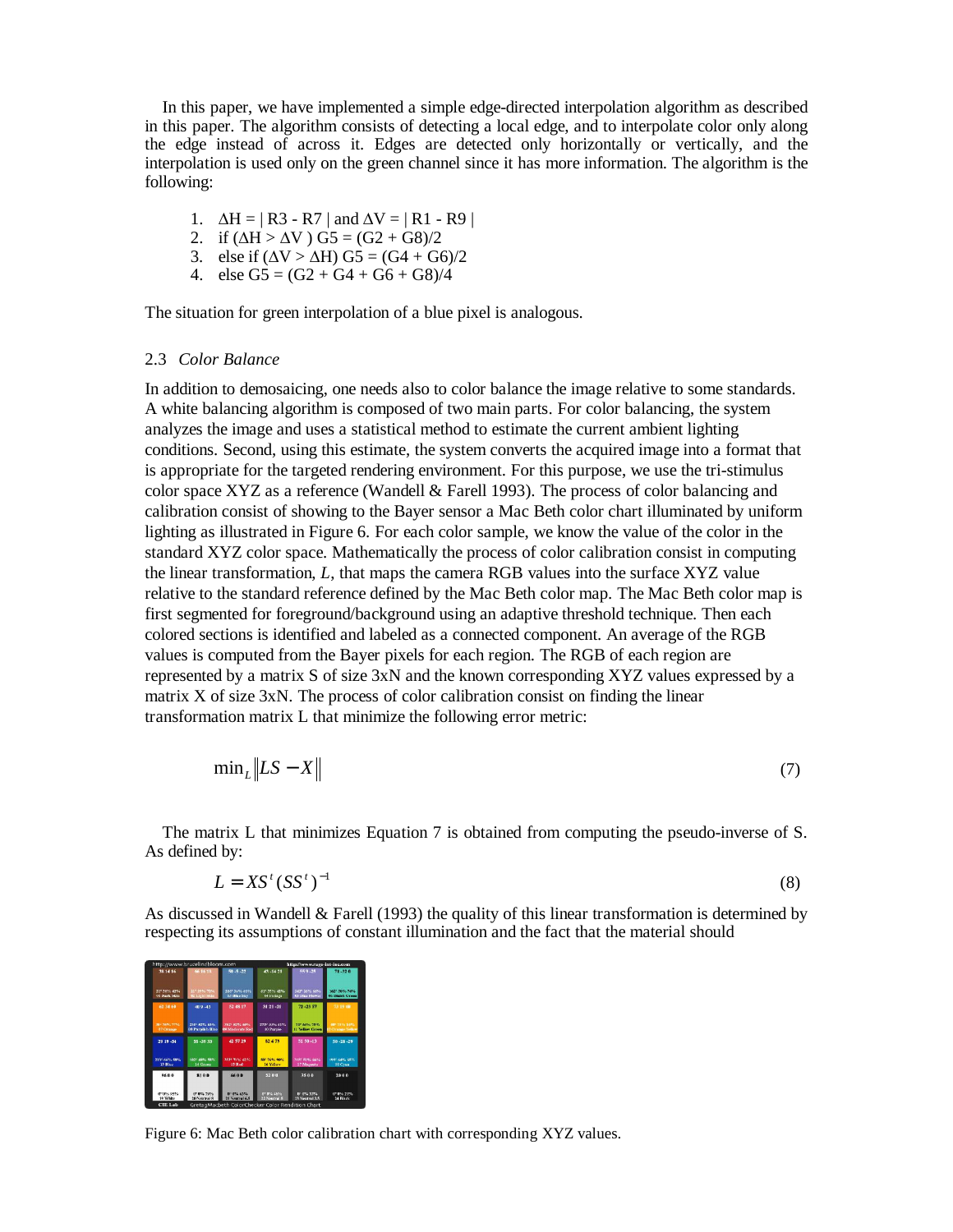In this paper, we have implemented a simple edge-directed interpolation algorithm as described in this paper. The algorithm consists of detecting a local edge, and to interpolate color only along the edge instead of across it. Edges are detected only horizontally or vertically, and the interpolation is used only on the green channel since it has more information. The algorithm is the following:

1. $\Delta H = | R3 - R7 |$ and $\Delta V = | R1 - R9 |$
2. if ($\Delta H > \Delta V$ ) $G5 = (G2 + G8)/2$
3. else if ($\Delta V > \Delta H$) $G5 = (G4 + G6)/2$
4. else $G5 = (G2 + G4 + G6 + G8)/4$

The situation for green interpolation of a blue pixel is analogous.

### 2.3 *Color Balance*

In addition to demosaicing, one needs also to color balance the image relative to some standards. A white balancing algorithm is composed of two main parts. For color balancing, the system analyzes the image and uses a statistical method to estimate the current ambient lighting conditions. Second, using this estimate, the system converts the acquired image into a format that is appropriate for the targeted rendering environment. For this purpose, we use the tri-stimulus color space XYZ as a reference (Wandell & Farell 1993). The process of color balancing and calibration consist of showing to the Bayer sensor a Mac Beth color chart illuminated by uniform lighting as illustrated in Figure 6. For each color sample, we know the value of the color in the standard XYZ color space. Mathematically the process of color calibration consist in computing the linear transformation, *L*, that maps the camera RGB values into the surface XYZ value relative to the standard reference defined by the Mac Beth color map. The Mac Beth color map is first segmented for foreground/background using an adaptive threshold technique. Then each colored sections is identified and labeled as a connected component. An average of the RGB values is computed from the Bayer pixels for each region. The RGB of each region are represented by a matrix S of size 3xN and the known corresponding XYZ values expressed by a matrix X of size 3xN. The process of color calibration consist on finding the linear transformation matrix L that minimize the following error metric:

$$\min_L \|LS - X\| \tag{7}$$

The matrix L that minimizes Equation 7 is obtained from computing the pseudo-inverse of S. As defined by:

$$L = XS^t(SS^t)^{-1} \tag{8}$$

As discussed in Wandell & Farell (1993) the quality of this linear transformation is determined by respecting its assumptions of constant illumination and the fact that the material should

Figure 6: Mac Beth color calibration chart with corresponding XYZ values.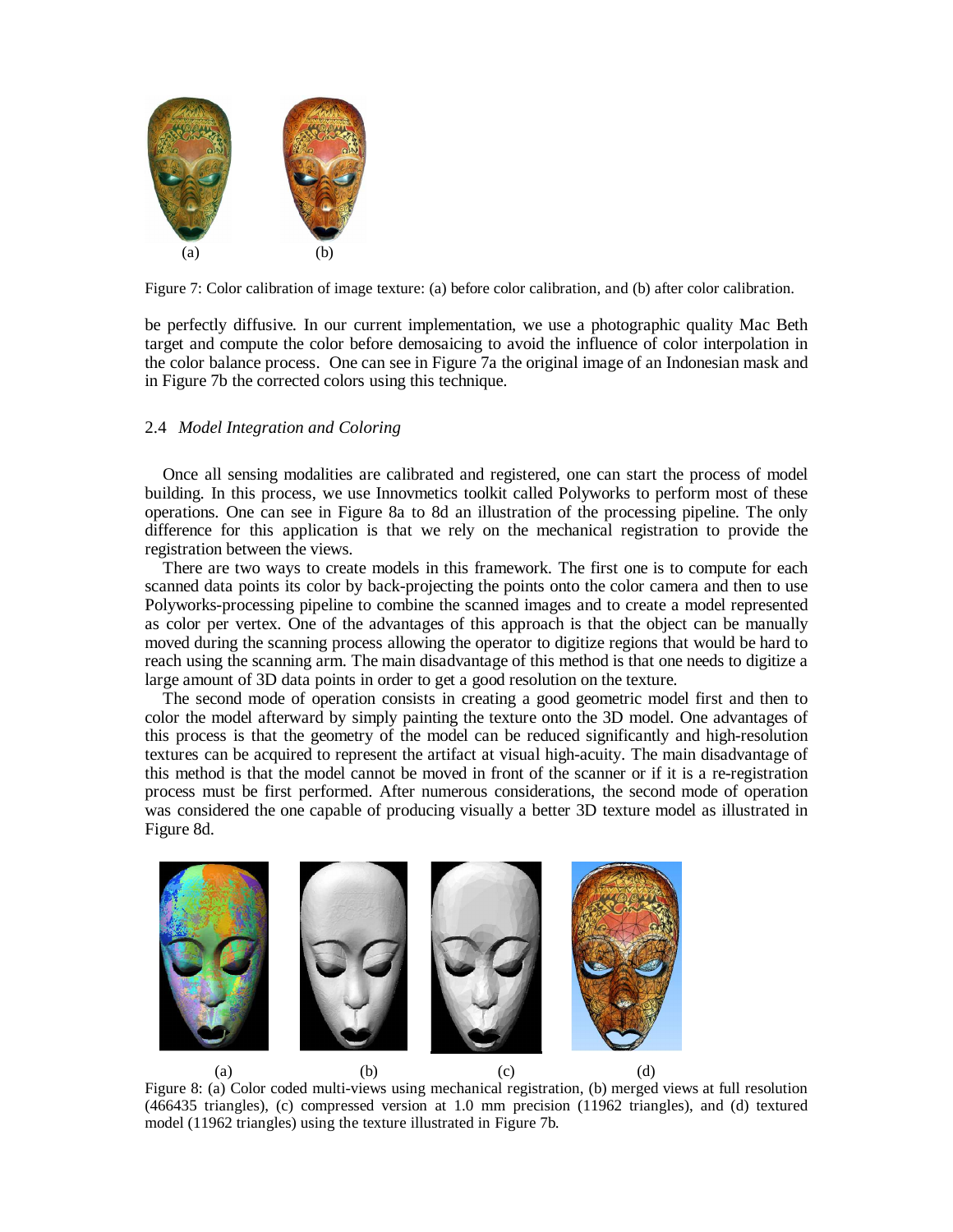(a) (b)

Figure 7: Color calibration of image texture: (a) before color calibration, and (b) after color calibration.

be perfectly diffusive. In our current implementation, we use a photographic quality Mac Beth target and compute the color before demosaicing to avoid the influence of color interpolation in the color balance process. One can see in Figure 7a the original image of an Indonesian mask and in Figure 7b the corrected colors using this technique.

### 2.4 *Model Integration and Coloring*

Once all sensing modalities are calibrated and registered, one can start the process of model building. In this process, we use Innovmetics toolkit called Polyworks to perform most of these operations. One can see in Figure 8a to 8d an illustration of the processing pipeline. The only difference for this application is that we rely on the mechanical registration to provide the registration between the views.

There are two ways to create models in this framework. The first one is to compute for each scanned data points its color by back-projecting the points onto the color camera and then to use Polyworks-processing pipeline to combine the scanned images and to create a model represented as color per vertex. One of the advantages of this approach is that the object can be manually moved during the scanning process allowing the operator to digitize regions that would be hard to reach using the scanning arm. The main disadvantage of this method is that one needs to digitize a large amount of 3D data points in order to get a good resolution on the texture.

The second mode of operation consists in creating a good geometric model first and then to color the model afterward by simply painting the texture onto the 3D model. One advantages of this process is that the geometry of the model can be reduced significantly and high-resolution textures can be acquired to represent the artifact at visual high-acuity. The main disadvantage of this method is that the model cannot be moved in front of the scanner or if it is a re-registration process must be first performed. After numerous considerations, the second mode of operation was considered the one capable of producing visually a better 3D texture model as illustrated in Figure 8d.

(a) (b) (c) (d)

Figure 8: (a) Color coded multi-views using mechanical registration, (b) merged views at full resolution (466435 triangles), (c) compressed version at 1.0 mm precision (11962 triangles), and (d) textured model (11962 triangles) using the texture illustrated in Figure 7b.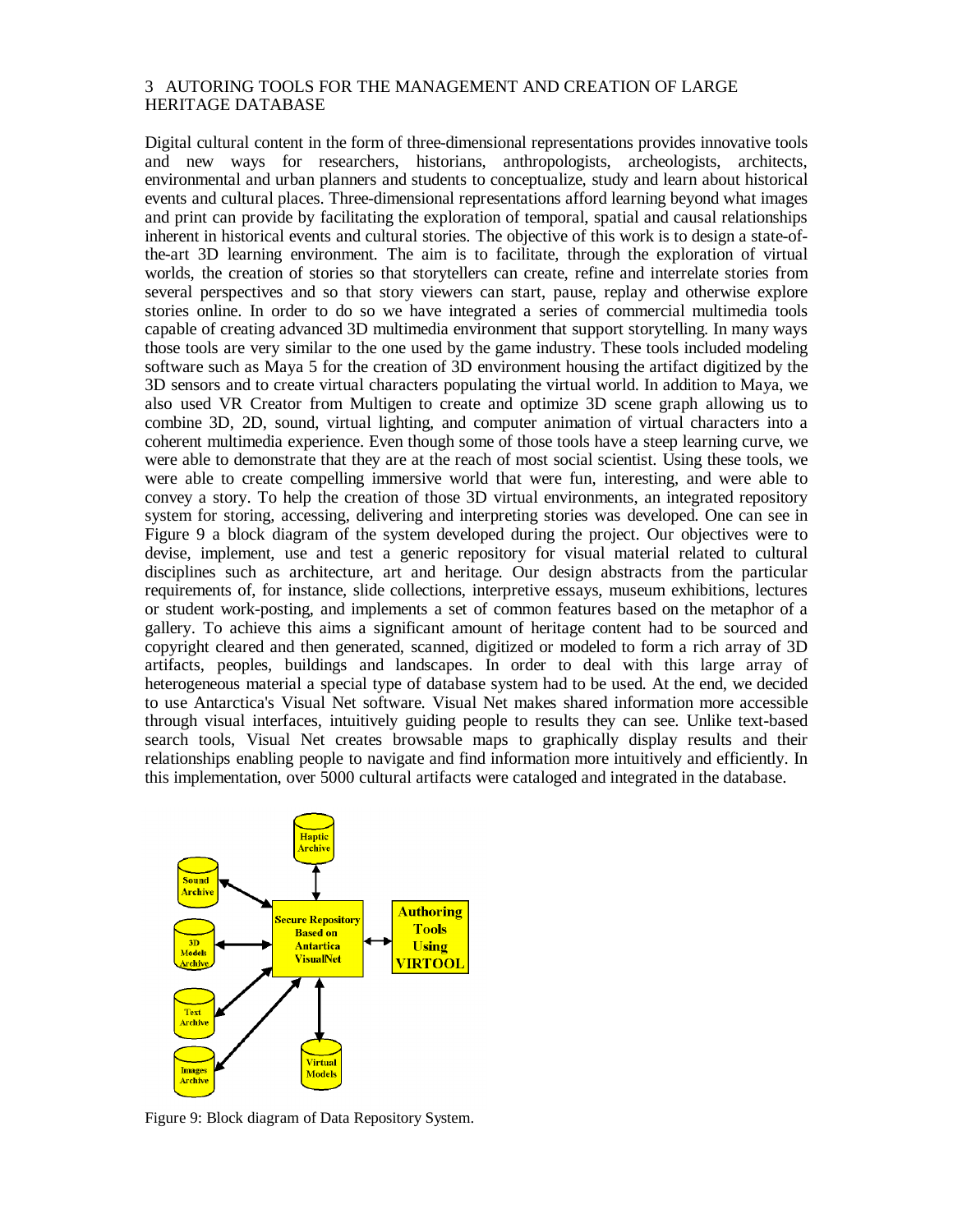## 3 AUTORING TOOLS FOR THE MANAGEMENT AND CREATION OF LARGE HERITAGE DATABASE

Digital cultural content in the form of three-dimensional representations provides innovative tools and new ways for researchers, historians, anthropologists, archeologists, architects, environmental and urban planners and students to conceptualize, study and learn about historical events and cultural places. Three-dimensional representations afford learning beyond what images and print can provide by facilitating the exploration of temporal, spatial and causal relationships inherent in historical events and cultural stories. The objective of this work is to design a state-of-the-art 3D learning environment. The aim is to facilitate, through the exploration of virtual worlds, the creation of stories so that storytellers can create, refine and interrelate stories from several perspectives and so that story viewers can start, pause, replay and otherwise explore stories online. In order to do so we have integrated a series of commercial multimedia tools capable of creating advanced 3D multimedia environment that support storytelling. In many ways those tools are very similar to the one used by the game industry. These tools included modeling software such as Maya 5 for the creation of 3D environment housing the artifact digitized by the 3D sensors and to create virtual characters populating the virtual world. In addition to Maya, we also used VR Creator from Multigen to create and optimize 3D scene graph allowing us to combine 3D, 2D, sound, virtual lighting, and computer animation of virtual characters into a coherent multimedia experience. Even though some of those tools have a steep learning curve, we were able to demonstrate that they are at the reach of most social scientist. Using these tools, we were able to create compelling immersive world that were fun, interesting, and were able to convey a story. To help the creation of those 3D virtual environments, an integrated repository system for storing, accessing, delivering and interpreting stories was developed. One can see in Figure 9 a block diagram of the system developed during the project. Our objectives were to devise, implement, use and test a generic repository for visual material related to cultural disciplines such as architecture, art and heritage. Our design abstracts from the particular requirements of, for instance, slide collections, interpretive essays, museum exhibitions, lectures or student work-posting, and implements a set of common features based on the metaphor of a gallery. To achieve this aims a significant amount of heritage content had to be sourced and copyright cleared and then generated, scanned, digitized or modeled to form a rich array of 3D artifacts, peoples, buildings and landscapes. In order to deal with this large array of heterogeneous material a special type of database system had to be used. At the end, we decided to use Antarctica's Visual Net software. Visual Net makes shared information more accessible through visual interfaces, intuitively guiding people to results they can see. Unlike text-based search tools, Visual Net creates browsable maps to graphically display results and their relationships enabling people to navigate and find information more intuitively and efficiently. In this implementation, over 5000 cultural artifacts were cataloged and integrated in the database.

Haptic Archive

Sound Archive

3D Models Archive

Secure Repository Based on Antartica VisualNet

Authoring Tools Using VIRTOOL

Text Archive

Images Archive

Virtual Models

Figure 9: Block diagram of Data Repository System.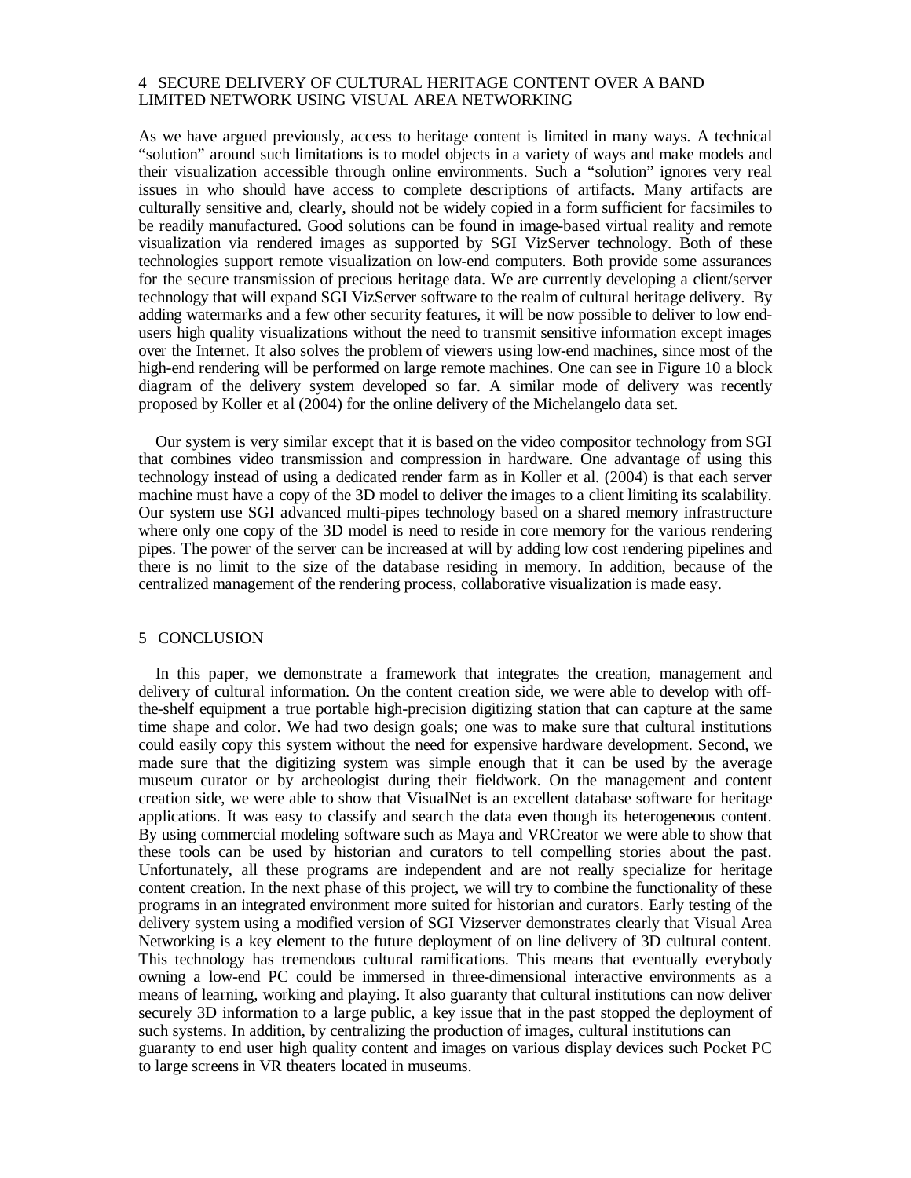## 4 SECURE DELIVERY OF CULTURAL HERITAGE CONTENT OVER A BAND LIMITED NETWORK USING VISUAL AREA NETWORKING

As we have argued previously, access to heritage content is limited in many ways. A technical "solution" around such limitations is to model objects in a variety of ways and make models and their visualization accessible through online environments. Such a "solution" ignores very real issues in who should have access to complete descriptions of artifacts. Many artifacts are culturally sensitive and, clearly, should not be widely copied in a form sufficient for facsimiles to be readily manufactured. Good solutions can be found in image-based virtual reality and remote visualization via rendered images as supported by SGI VizServer technology. Both of these technologies support remote visualization on low-end computers. Both provide some assurances for the secure transmission of precious heritage data. We are currently developing a client/server technology that will expand SGI VizServer software to the realm of cultural heritage delivery. By adding watermarks and a few other security features, it will be now possible to deliver to low end-users high quality visualizations without the need to transmit sensitive information except images over the Internet. It also solves the problem of viewers using low-end machines, since most of the high-end rendering will be performed on large remote machines. One can see in Figure 10 a block diagram of the delivery system developed so far. A similar mode of delivery was recently proposed by Koller et al (2004) for the online delivery of the Michelangelo data set.

Our system is very similar except that it is based on the video compositor technology from SGI that combines video transmission and compression in hardware. One advantage of using this technology instead of using a dedicated render farm as in Koller et al. (2004) is that each server machine must have a copy of the 3D model to deliver the images to a client limiting its scalability. Our system use SGI advanced multi-pipes technology based on a shared memory infrastructure where only one copy of the 3D model is need to reside in core memory for the various rendering pipes. The power of the server can be increased at will by adding low cost rendering pipelines and there is no limit to the size of the database residing in memory. In addition, because of the centralized management of the rendering process, collaborative visualization is made easy.

## 5 CONCLUSION

In this paper, we demonstrate a framework that integrates the creation, management and delivery of cultural information. On the content creation side, we were able to develop with off-the-shelf equipment a true portable high-precision digitizing station that can capture at the same time shape and color. We had two design goals; one was to make sure that cultural institutions could easily copy this system without the need for expensive hardware development. Second, we made sure that the digitizing system was simple enough that it can be used by the average museum curator or by archeologist during their fieldwork. On the management and content creation side, we were able to show that VisualNet is an excellent database software for heritage applications. It was easy to classify and search the data even though its heterogeneous content. By using commercial modeling software such as Maya and VRCreator we were able to show that these tools can be used by historian and curators to tell compelling stories about the past. Unfortunately, all these programs are independent and are not really specialize for heritage content creation. In the next phase of this project, we will try to combine the functionality of these programs in an integrated environment more suited for historian and curators. Early testing of the delivery system using a modified version of SGI Vizserver demonstrates clearly that Visual Area Networking is a key element to the future deployment of on line delivery of 3D cultural content. This technology has tremendous cultural ramifications. This means that eventually everybody owning a low-end PC could be immersed in three-dimensional interactive environments as a means of learning, working and playing. It also guaranty that cultural institutions can now deliver securely 3D information to a large public, a key issue that in the past stopped the deployment of such systems. In addition, by centralizing the production of images, cultural institutions can guaranty to end user high quality content and images on various display devices such Pocket PC to large screens in VR theaters located in museums.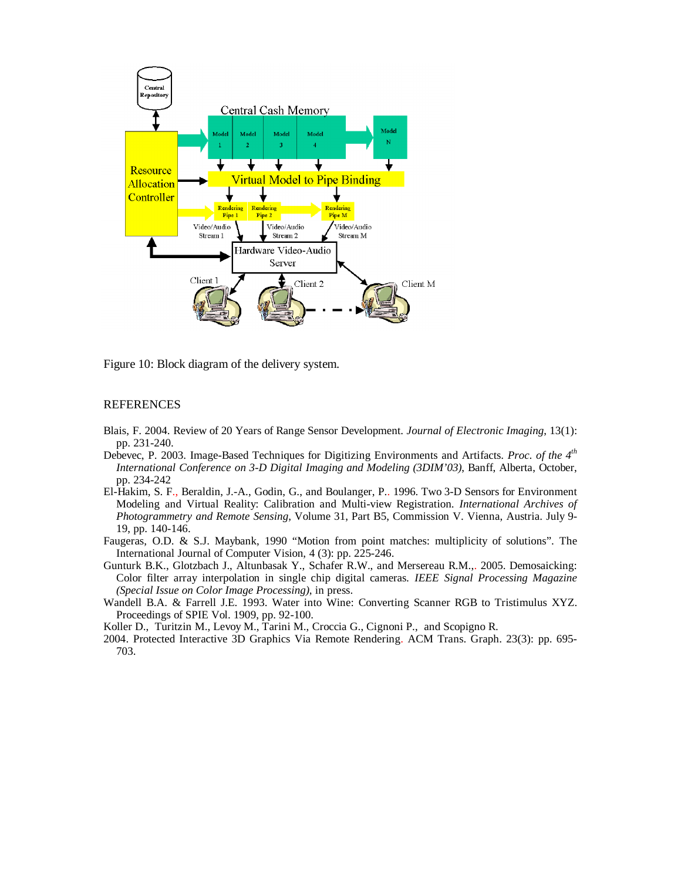Central Repository

Central Cash Memory

Model 1

Model 2

Model 3

Model 4

Model N

Resource Allocation Controller

Virtual Model to Pipe Binding

Rendering Pipe 1

Rendering Pipe 2

Rendering Pipe M

Video/Audio Stream 1

Video/Audio Stream 2

Video/Audio Stream M

Hardware Video-Audio Server

Client 1

Client 2

Client M

Figure 10: Block diagram of the delivery system.

## REFERENCES

Blais, F. 2004. Review of 20 Years of Range Sensor Development. *Journal of Electronic Imaging*, 13(1): pp. 231-240.

Debevec, P. 2003. Image-Based Techniques for Digitizing Environments and Artifacts. *Proc. of the 4th International Conference on 3-D Digital Imaging and Modeling (3DIM'03)*, Banff, Alberta, October, pp. 234-242

El-Hakim, S. F., Beraldin, J.-A., Godin, G., and Boulanger, P.. 1996. Two 3-D Sensors for Environment Modeling and Virtual Reality: Calibration and Multi-view Registration. *International Archives of Photogrammetry and Remote Sensing*, Volume 31, Part B5, Commission V. Vienna, Austria. July 9-19, pp. 140-146.

Faugeras, O.D. & S.J. Maybank, 1990 "Motion from point matches: multiplicity of solutions". The International Journal of Computer Vision, 4 (3): pp. 225-246.

Gunturk B.K., Glotzbach J., Altunbasak Y., Schafer R.W., and Mersereau R.M.,. 2005. Demosaicking: Color filter array interpolation in single chip digital cameras. *IEEE Signal Processing Magazine (Special Issue on Color Image Processing)*, in press.

Wandell B.A. & Farrell J.E. 1993. Water into Wine: Converting Scanner RGB to Tristimulus XYZ. Proceedings of SPIE Vol. 1909, pp. 92-100.

Koller D., Turitzin M., Levoy M., Tarini M., Croccia G., Cignoni P., and Scopigno R.

2004. Protected Interactive 3D Graphics Via Remote Rendering. ACM Trans. Graph. 23(3): pp. 695-703.